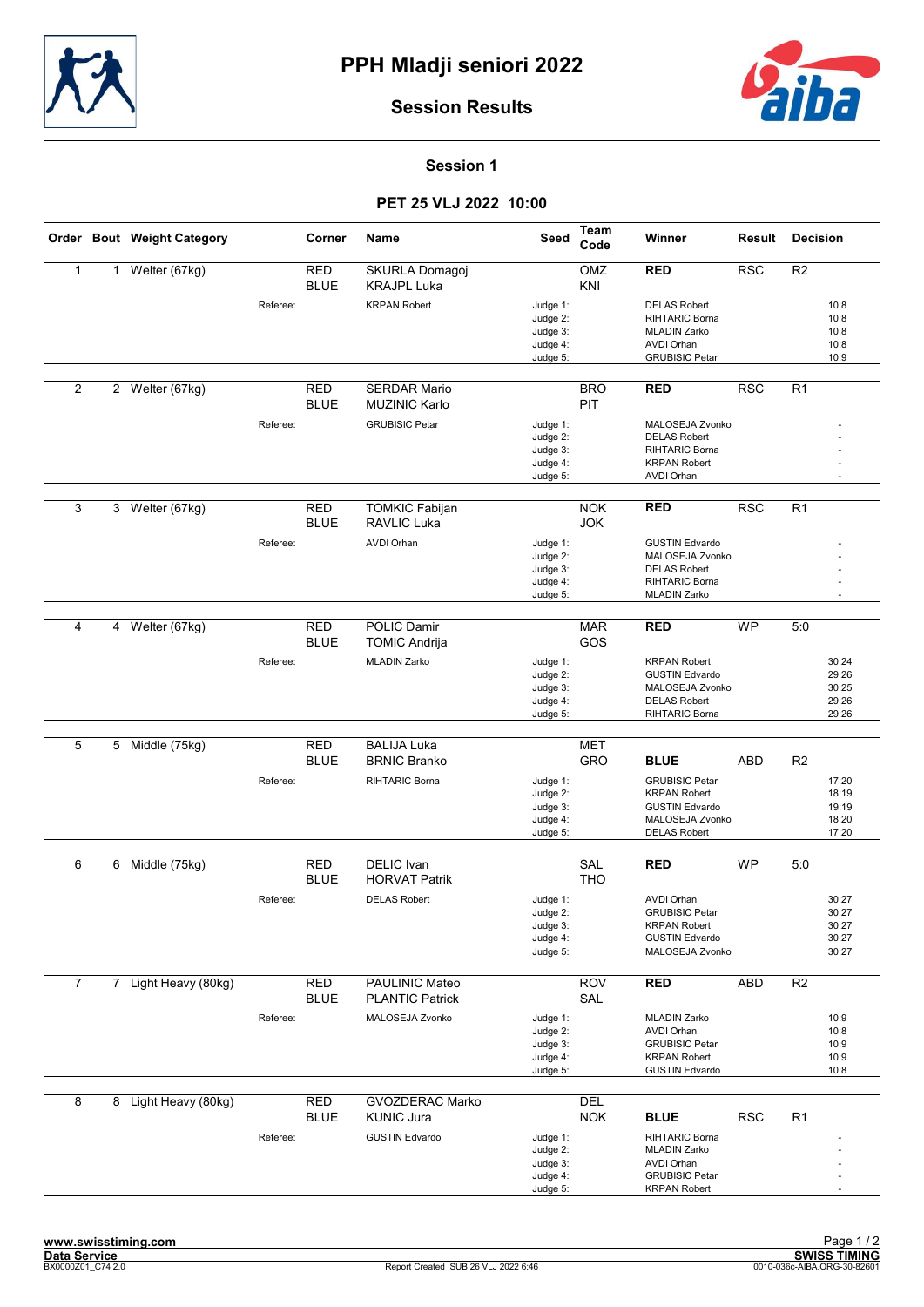# PPH Mladji seniori 2022

## Session Results

### Session 1

### PET 25 VLJ 2022 10:00

| Order | Bout | Weight Category | | Corner | Name | Seed | Team Code | Winner | Result | Decision |
|---|---|---|---|---|---|---|---|---|---|---|
| 1 | 1 | Welter (67kg) | | RED | SKURLA Domagoj | | OMZ | RED | RSC | R2 |
| | | | | BLUE | KRAJPL Luka | | KNI | | | |
| | | | Referee: | | KRPAN Robert | Judge 1: | | DELAS Robert | | 10:8 |
| | | | | | | Judge 2: | | RIHTARIC Borna | | 10:8 |
| | | | | | | Judge 3: | | MLADIN Zarko | | 10:8 |
| | | | | | | Judge 4: | | AVDI Orhan | | 10:8 |
| | | | | | | Judge 5: | | GRUBISIC Petar | | 10:9 |
| 2 | 2 | Welter (67kg) | | RED | SERDAR Mario | | BRO | RED | RSC | R1 |
| | | | | BLUE | MUZINIC Karlo | | PIT | | | |
| | | | Referee: | | GRUBISIC Petar | Judge 1: | | MALOSEJA Zvonko | | - |
| | | | | | | Judge 2: | | DELAS Robert | | - |
| | | | | | | Judge 3: | | RIHTARIC Borna | | - |
| | | | | | | Judge 4: | | KRPAN Robert | | - |
| | | | | | | Judge 5: | | AVDI Orhan | | - |
| 3 | 3 | Welter (67kg) | | RED | TOMKIC Fabijan | | NOK | RED | RSC | R1 |
| | | | | BLUE | RAVLIC Luka | | JOK | | | |
| | | | Referee: | | AVDI Orhan | Judge 1: | | GUSTIN Edvardo | | - |
| | | | | | | Judge 2: | | MALOSEJA Zvonko | | - |
| | | | | | | Judge 3: | | DELAS Robert | | - |
| | | | | | | Judge 4: | | RIHTARIC Borna | | - |
| | | | | | | Judge 5: | | MLADIN Zarko | | - |
| 4 | 4 | Welter (67kg) | | RED | POLIC Damir | | MAR | RED | WP | 5:0 |
| | | | | BLUE | TOMIC Andrija | | GOS | | | |
| | | | Referee: | | MLADIN Zarko | Judge 1: | | KRPAN Robert | | 30:24 |
| | | | | | | Judge 2: | | GUSTIN Edvardo | | 29:26 |
| | | | | | | Judge 3: | | MALOSEJA Zvonko | | 30:25 |
| | | | | | | Judge 4: | | DELAS Robert | | 29:26 |
| | | | | | | Judge 5: | | RIHTARIC Borna | | 29:26 |
| 5 | 5 | Middle (75kg) | | RED | BALIJA Luka | | MET | | | |
| | | | | BLUE | BRNIC Branko | | GRO | BLUE | ABD | R2 |
| | | | Referee: | | RIHTARIC Borna | Judge 1: | | GRUBISIC Petar | | 17:20 |
| | | | | | | Judge 2: | | KRPAN Robert | | 18:19 |
| | | | | | | Judge 3: | | GUSTIN Edvardo | | 19:19 |
| | | | | | | Judge 4: | | MALOSEJA Zvonko | | 18:20 |
| | | | | | | Judge 5: | | DELAS Robert | | 17:20 |
| 6 | 6 | Middle (75kg) | | RED | DELIC Ivan | | SAL | RED | WP | 5:0 |
| | | | | BLUE | HORVAT Patrik | | THO | | | |
| | | | Referee: | | DELAS Robert | Judge 1: | | AVDI Orhan | | 30:27 |
| | | | | | | Judge 2: | | GRUBISIC Petar | | 30:27 |
| | | | | | | Judge 3: | | KRPAN Robert | | 30:27 |
| | | | | | | Judge 4: | | GUSTIN Edvardo | | 30:27 |
| | | | | | | Judge 5: | | MALOSEJA Zvonko | | 30:27 |
| 7 | 7 | Light Heavy (80kg) | | RED | PAULINIC Mateo | | ROV | RED | ABD | R2 |
| | | | | BLUE | PLANTIC Patrick | | SAL | | | |
| | | | Referee: | | MALOSEJA Zvonko | Judge 1: | | MLADIN Zarko | | 10:9 |
| | | | | | | Judge 2: | | AVDI Orhan | | 10:8 |
| | | | | | | Judge 3: | | GRUBISIC Petar | | 10:9 |
| | | | | | | Judge 4: | | KRPAN Robert | | 10:9 |
| | | | | | | Judge 5: | | GUSTIN Edvardo | | 10:8 |
| 8 | 8 | Light Heavy (80kg) | | RED | GVOZDERAC Marko | | DEL | | | |
| | | | | BLUE | KUNIC Jura | | NOK | BLUE | RSC | R1 |
| | | | Referee: | | GUSTIN Edvardo | Judge 1: | | RIHTARIC Borna | | - |
| | | | | | | Judge 2: | | MLADIN Zarko | | - |
| | | | | | | Judge 3: | | AVDI Orhan | | - |
| | | | | | | Judge 4: | | GRUBISIC Petar | | - |
| | | | | | | Judge 5: | | KRPAN Robert | | - |

www.swisstiming.com
Data Service
BX0000Z01_C74 2.0

Report Created SUB 26 VLJ 2022 6:46

SWISS TIMING
0010-036c-AIBA.ORG-30-82601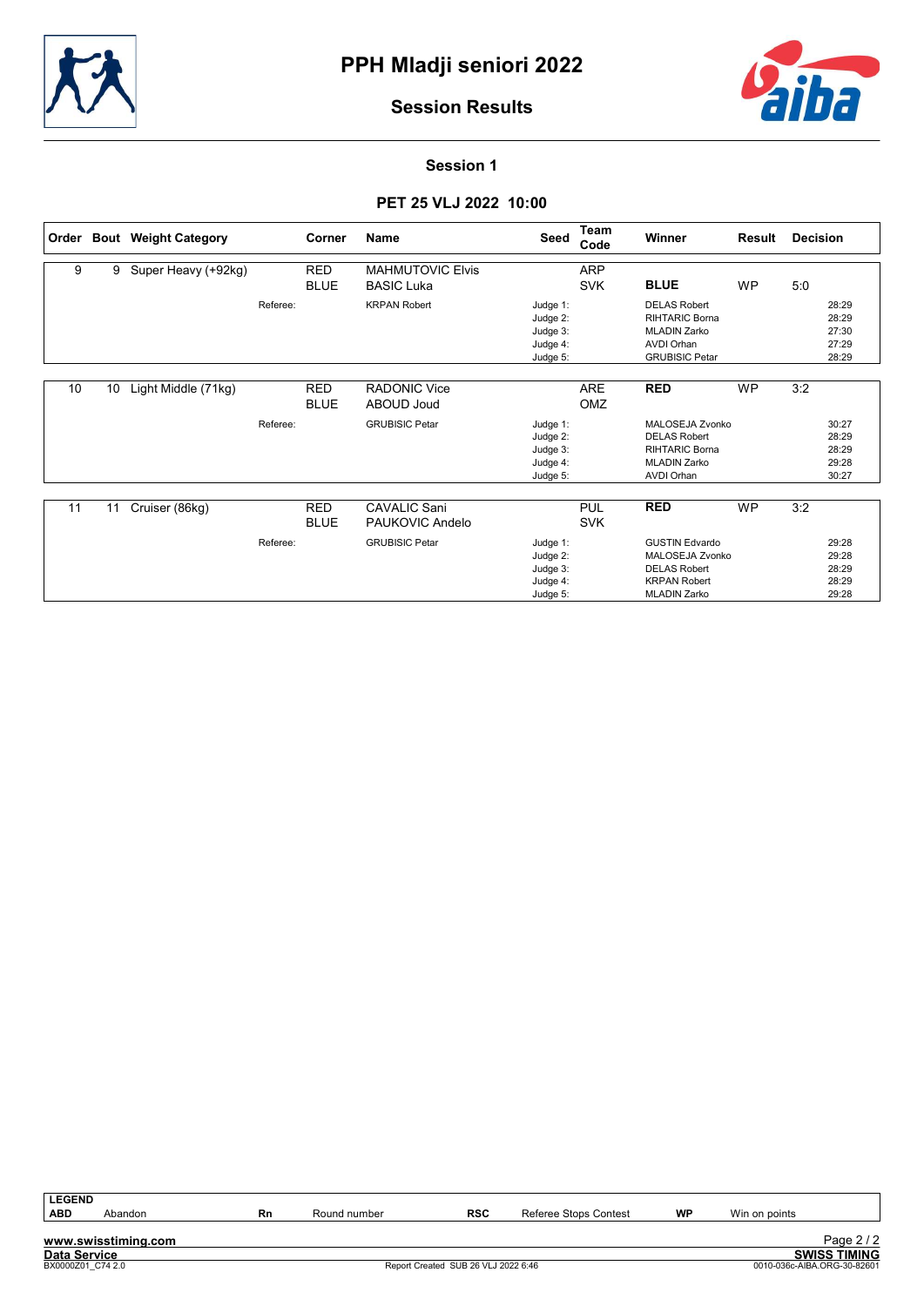# PPH Mladji seniori 2022

## Session Results

### Session 1

### PET 25 VLJ 2022 10:00

| Order | Bout | Weight Category | Corner | Name | Seed | Team Code | Winner | Result | Decision |
|---|---|---|---|---|---|---|---|---|---|
| 9 | 9 | Super Heavy (+92kg) | RED | MAHMUTOVIC Elvis | | ARP | | | |
| | | | BLUE | BASIC Luka | | SVK | **BLUE** | WP | 5:0 |
| | | Referee: | | KRPAN Robert | Judge 1: | | DELAS Robert | | 28:29 |
| | | | | | Judge 2: | | RIHTARIC Borna | | 28:29 |
| | | | | | Judge 3: | | MLADIN Zarko | | 27:30 |
| | | | | | Judge 4: | | AVDI Orhan | | 27:29 |
| | | | | | Judge 5: | | GRUBISIC Petar | | 28:29 |
| 10 | 10 | Light Middle (71kg) | RED | RADONIC Vice | | ARE | **RED** | WP | 3:2 |
| | | | BLUE | ABOUD Joud | | OMZ | | | |
| | | Referee: | | GRUBISIC Petar | Judge 1: | | MALOSEJA Zvonko | | 30:27 |
| | | | | | Judge 2: | | DELAS Robert | | 28:29 |
| | | | | | Judge 3: | | RIHTARIC Borna | | 28:29 |
| | | | | | Judge 4: | | MLADIN Zarko | | 29:28 |
| | | | | | Judge 5: | | AVDI Orhan | | 30:27 |
| 11 | 11 | Cruiser (86kg) | RED | CAVALIC Sani | | PUL | **RED** | WP | 3:2 |
| | | | BLUE | PAUKOVIC Andelo | | SVK | | | |
| | | Referee: | | GRUBISIC Petar | Judge 1: | | GUSTIN Edvardo | | 29:28 |
| | | | | | Judge 2: | | MALOSEJA Zvonko | | 29:28 |
| | | | | | Judge 3: | | DELAS Robert | | 28:29 |
| | | | | | Judge 4: | | KRPAN Robert | | 28:29 |
| | | | | | Judge 5: | | MLADIN Zarko | | 29:28 |

| LEGEND | | | | | | | |
|---|---|---|---|---|---|---|---|
| ABD | Abandon | Rn | Round number | RSC | Referee Stops Contest | WP | Win on points |

www.swisstiming.com

Data Service

BX0000Z01_C74 2.0

Report Created SUB 26 VLJ 2022 6:46

SWISS TIMING

0010-036c-AIBA.ORG-30-82601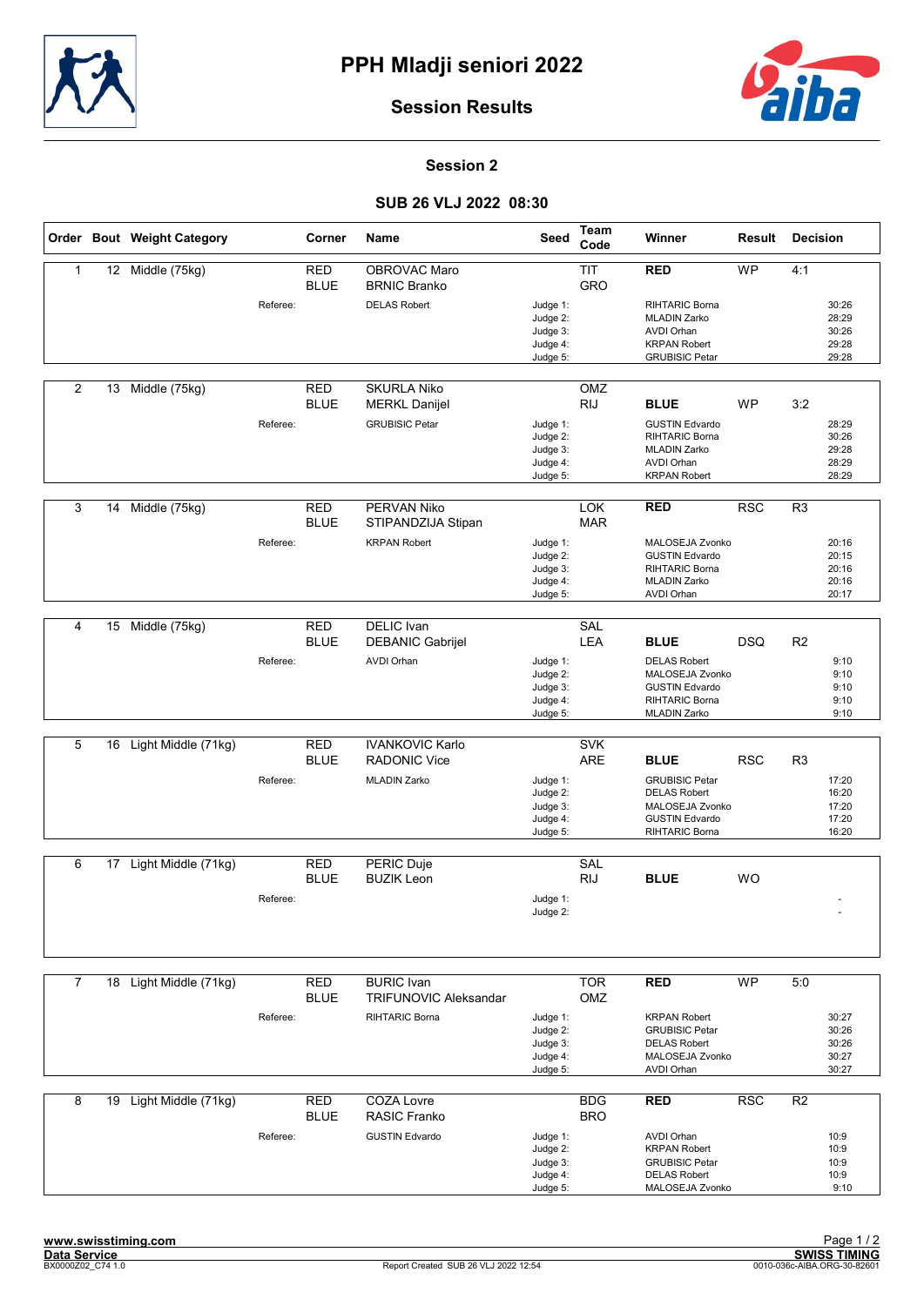# PPH Mladji seniori 2022

## Session Results

### Session 2

### SUB 26 VLJ 2022 08:30

| Order | Bout | Weight Category | Corner | Name | Seed | Team Code | Winner | Result | Decision |
|---|---|---|---|---|---|---|---|---|---|
| 1 | 12 | Middle (75kg) | RED | OBROVAC Maro | | TIT | **RED** | WP | 4:1 |
| | | | BLUE | BRNIC Branko | | GRO | | | |
| | | Referee: | | DELAS Robert | Judge 1: | | RIHTARIC Borna | | 30:26 |
| | | | | | Judge 2: | | MLADIN Zarko | | 28:29 |
| | | | | | Judge 3: | | AVDI Orhan | | 30:26 |
| | | | | | Judge 4: | | KRPAN Robert | | 29:28 |
| | | | | | Judge 5: | | GRUBISIC Petar | | 29:28 |
| 2 | 13 | Middle (75kg) | RED | SKURLA Niko | | OMZ | | | |
| | | | BLUE | MERKL Danijel | | RIJ | **BLUE** | WP | 3:2 |
| | | Referee: | | GRUBISIC Petar | Judge 1: | | GUSTIN Edvardo | | 28:29 |
| | | | | | Judge 2: | | RIHTARIC Borna | | 30:26 |
| | | | | | Judge 3: | | MLADIN Zarko | | 29:28 |
| | | | | | Judge 4: | | AVDI Orhan | | 28:29 |
| | | | | | Judge 5: | | KRPAN Robert | | 28:29 |
| 3 | 14 | Middle (75kg) | RED | PERVAN Niko | | LOK | **RED** | RSC | R3 |
| | | | BLUE | STIPANDZIJA Stipan | | MAR | | | |
| | | Referee: | | KRPAN Robert | Judge 1: | | MALOSEJA Zvonko | | 20:16 |
| | | | | | Judge 2: | | GUSTIN Edvardo | | 20:15 |
| | | | | | Judge 3: | | RIHTARIC Borna | | 20:16 |
| | | | | | Judge 4: | | MLADIN Zarko | | 20:16 |
| | | | | | Judge 5: | | AVDI Orhan | | 20:17 |
| 4 | 15 | Middle (75kg) | RED | DELIC Ivan | | SAL | | | |
| | | | BLUE | DEBANIC Gabrijel | | LEA | **BLUE** | DSQ | R2 |
| | | Referee: | | AVDI Orhan | Judge 1: | | DELAS Robert | | 9:10 |
| | | | | | Judge 2: | | MALOSEJA Zvonko | | 9:10 |
| | | | | | Judge 3: | | GUSTIN Edvardo | | 9:10 |
| | | | | | Judge 4: | | RIHTARIC Borna | | 9:10 |
| | | | | | Judge 5: | | MLADIN Zarko | | 9:10 |
| 5 | 16 | Light Middle (71kg) | RED | IVANKOVIC Karlo | | SVK | | | |
| | | | BLUE | RADONIC Vice | | ARE | **BLUE** | RSC | R3 |
| | | Referee: | | MLADIN Zarko | Judge 1: | | GRUBISIC Petar | | 17:20 |
| | | | | | Judge 2: | | DELAS Robert | | 16:20 |
| | | | | | Judge 3: | | MALOSEJA Zvonko | | 17:20 |
| | | | | | Judge 4: | | GUSTIN Edvardo | | 17:20 |
| | | | | | Judge 5: | | RIHTARIC Borna | | 16:20 |
| 6 | 17 | Light Middle (71kg) | RED | PERIC Duje | | SAL | | | |
| | | | BLUE | BUZIK Leon | | RIJ | **BLUE** | WO | |
| | | Referee: | | | Judge 1: | | | | - |
| | | | | | Judge 2: | | | | - |
| 7 | 18 | Light Middle (71kg) | RED | BURIC Ivan | | TOR | **RED** | WP | 5:0 |
| | | | BLUE | TRIFUNOVIC Aleksandar | | OMZ | | | |
| | | Referee: | | RIHTARIC Borna | Judge 1: | | KRPAN Robert | | 30:27 |
| | | | | | Judge 2: | | GRUBISIC Petar | | 30:26 |
| | | | | | Judge 3: | | DELAS Robert | | 30:26 |
| | | | | | Judge 4: | | MALOSEJA Zvonko | | 30:27 |
| | | | | | Judge 5: | | AVDI Orhan | | 30:27 |
| 8 | 19 | Light Middle (71kg) | RED | COZA Lovre | | BDG | **RED** | RSC | R2 |
| | | | BLUE | RASIC Franko | | BRO | | | |
| | | Referee: | | GUSTIN Edvardo | Judge 1: | | AVDI Orhan | | 10:9 |
| | | | | | Judge 2: | | KRPAN Robert | | 10:9 |
| | | | | | Judge 3: | | GRUBISIC Petar | | 10:9 |
| | | | | | Judge 4: | | DELAS Robert | | 10:9 |
| | | | | | Judge 5: | | MALOSEJA Zvonko | | 9:10 |

www.swisstiming.com
Data Service
BX0000Z02_C74 1.0

Report Created SUB 26 VLJ 2022 12:54

SWISS TIMING
0010-036c-AIBA.ORG-30-82601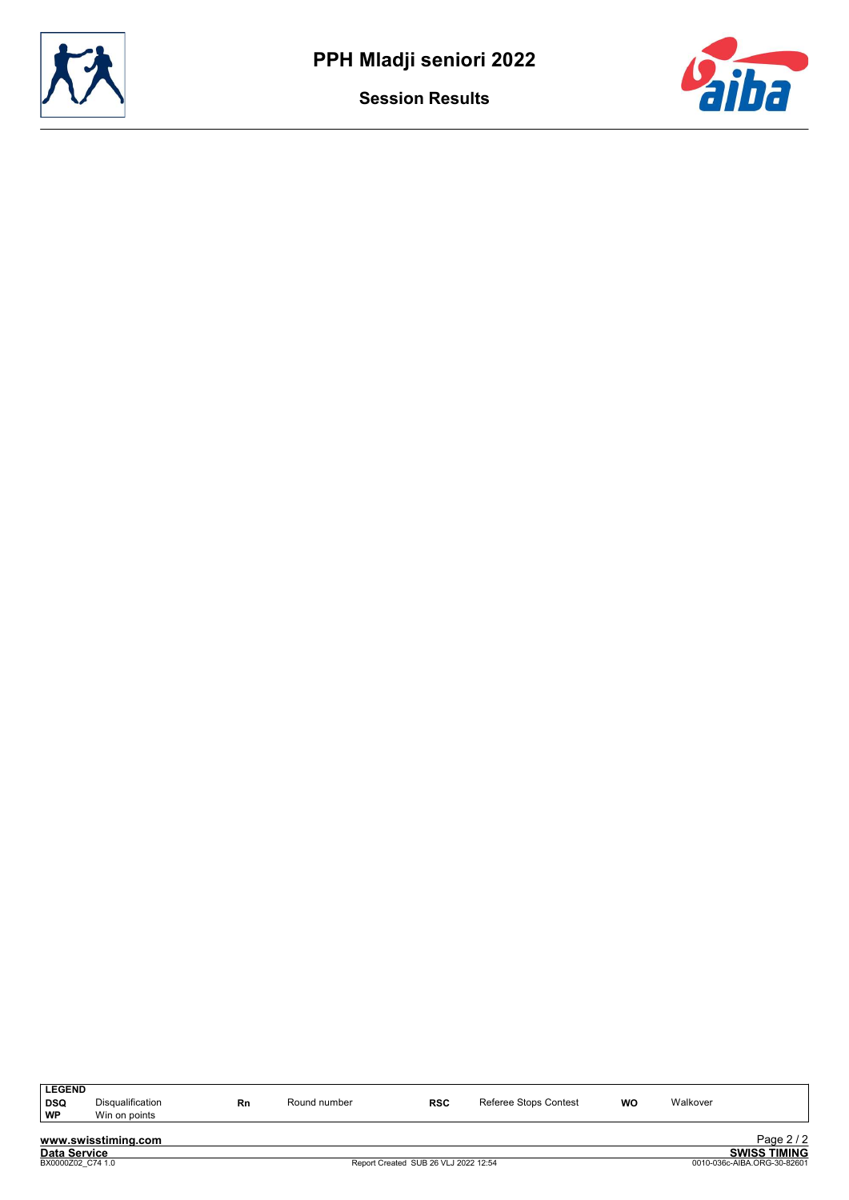# PPH Mladji seniori 2022

## Session Results

| LEGEND | | | | | | | |
|---|---|---|---|---|---|---|---|
| DSQ | Disqualification | Rn | Round number | RSC | Referee Stops Contest | WO | Walkover |
| WP | Win on points | | | | | | |

www.swisstiming.com

Data Service

BX0000Z02_C74 1.0

Report Created SUB 26 VLJ 2022 12:54

SWISS TIMING

0010-036c-AIBA.ORG-30-82601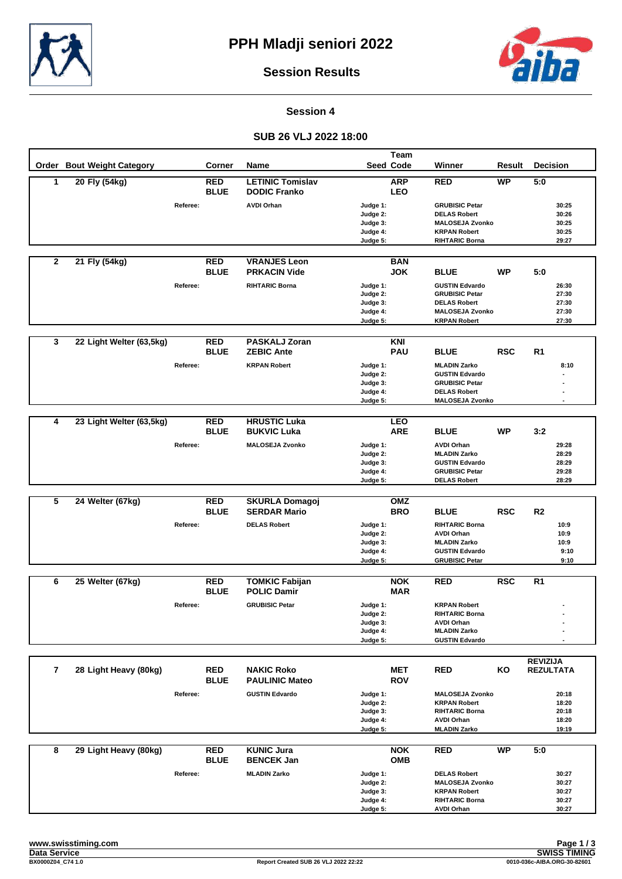# PPH Mladji seniori 2022

## Session Results

### Session 4

### SUB 26 VLJ 2022 18:00

| Order | Bout Weight Category | Corner | Name | Seed | Team Code | Winner | Result | Decision |
|---|---|---|---|---|---|---|---|---|
| 1 | 20 Fly (54kg) | RED | LETINIC Tomislav | | ARP | RED | WP | 5:0 |
| | | BLUE | DODIC Franko | | LEO | | | |
| | Referee: | | AVDI Orhan | Judge 1: | | GRUBISIC Petar | | 30:25 |
| | | | | Judge 2: | | DELAS Robert | | 30:26 |
| | | | | Judge 3: | | MALOSEJA Zvonko | | 30:25 |
| | | | | Judge 4: | | KRPAN Robert | | 30:25 |
| | | | | Judge 5: | | RIHTARIC Borna | | 29:27 |
| 2 | 21 Fly (54kg) | RED | VRANJES Leon | | BAN | | | |
| | | BLUE | PRKACIN Vide | | JOK | BLUE | WP | 5:0 |
| | Referee: | | RIHTARIC Borna | Judge 1: | | GUSTIN Edvardo | | 26:30 |
| | | | | Judge 2: | | GRUBISIC Petar | | 27:30 |
| | | | | Judge 3: | | DELAS Robert | | 27:30 |
| | | | | Judge 4: | | MALOSEJA Zvonko | | 27:30 |
| | | | | Judge 5: | | KRPAN Robert | | 27:30 |
| 3 | 22 Light Welter (63,5kg) | RED | PASKALJ Zoran | | KNI | | | |
| | | BLUE | ZEBIC Ante | | PAU | BLUE | RSC | R1 |
| | Referee: | | KRPAN Robert | Judge 1: | | MLADIN Zarko | | 8:10 |
| | | | | Judge 2: | | GUSTIN Edvardo | | - |
| | | | | Judge 3: | | GRUBISIC Petar | | - |
| | | | | Judge 4: | | DELAS Robert | | - |
| | | | | Judge 5: | | MALOSEJA Zvonko | | - |
| 4 | 23 Light Welter (63,5kg) | RED | HRUSTIC Luka | | LEO | | | |
| | | BLUE | BUKVIC Luka | | ARE | BLUE | WP | 3:2 |
| | Referee: | | MALOSEJA Zvonko | Judge 1: | | AVDI Orhan | | 29:28 |
| | | | | Judge 2: | | MLADIN Zarko | | 28:29 |
| | | | | Judge 3: | | GUSTIN Edvardo | | 28:29 |
| | | | | Judge 4: | | GRUBISIC Petar | | 29:28 |
| | | | | Judge 5: | | DELAS Robert | | 28:29 |
| 5 | 24 Welter (67kg) | RED | SKURLA Domagoj | | OMZ | | | |
| | | BLUE | SERDAR Mario | | BRO | BLUE | RSC | R2 |
| | Referee: | | DELAS Robert | Judge 1: | | RIHTARIC Borna | | 10:9 |
| | | | | Judge 2: | | AVDI Orhan | | 10:9 |
| | | | | Judge 3: | | MLADIN Zarko | | 10:9 |
| | | | | Judge 4: | | GUSTIN Edvardo | | 9:10 |
| | | | | Judge 5: | | GRUBISIC Petar | | 9:10 |
| 6 | 25 Welter (67kg) | RED | TOMKIC Fabijan | | NOK | RED | RSC | R1 |
| | | BLUE | POLIC Damir | | MAR | | | |
| | Referee: | | GRUBISIC Petar | Judge 1: | | KRPAN Robert | | - |
| | | | | Judge 2: | | RIHTARIC Borna | | - |
| | | | | Judge 3: | | AVDI Orhan | | - |
| | | | | Judge 4: | | MLADIN Zarko | | - |
| | | | | Judge 5: | | GUSTIN Edvardo | | - |
| 7 | 28 Light Heavy (80kg) | RED | NAKIC Roko | | MET | RED | KO | REVIZIJA REZULTATA |
| | | BLUE | PAULINIC Mateo | | ROV | | | |
| | Referee: | | GUSTIN Edvardo | Judge 1: | | MALOSEJA Zvonko | | 20:18 |
| | | | | Judge 2: | | KRPAN Robert | | 18:20 |
| | | | | Judge 3: | | RIHTARIC Borna | | 20:18 |
| | | | | Judge 4: | | AVDI Orhan | | 18:20 |
| | | | | Judge 5: | | MLADIN Zarko | | 19:19 |
| 8 | 29 Light Heavy (80kg) | RED | KUNIC Jura | | NOK | RED | WP | 5:0 |
| | | BLUE | BENCEK Jan | | OMB | | | |
| | Referee: | | MLADIN Zarko | Judge 1: | | DELAS Robert | | 30:27 |
| | | | | Judge 2: | | MALOSEJA Zvonko | | 30:27 |
| | | | | Judge 3: | | KRPAN Robert | | 30:27 |
| | | | | Judge 4: | | RIHTARIC Borna | | 30:27 |
| | | | | Judge 5: | | AVDI Orhan | | 30:27 |

www.swisstiming.com
Data Service
BX0000Z04_C74 1.0

Report Created SUB 26 VLJ 2022 22:22

SWISS TIMING
0010-036c-AIBA.ORG-30-82601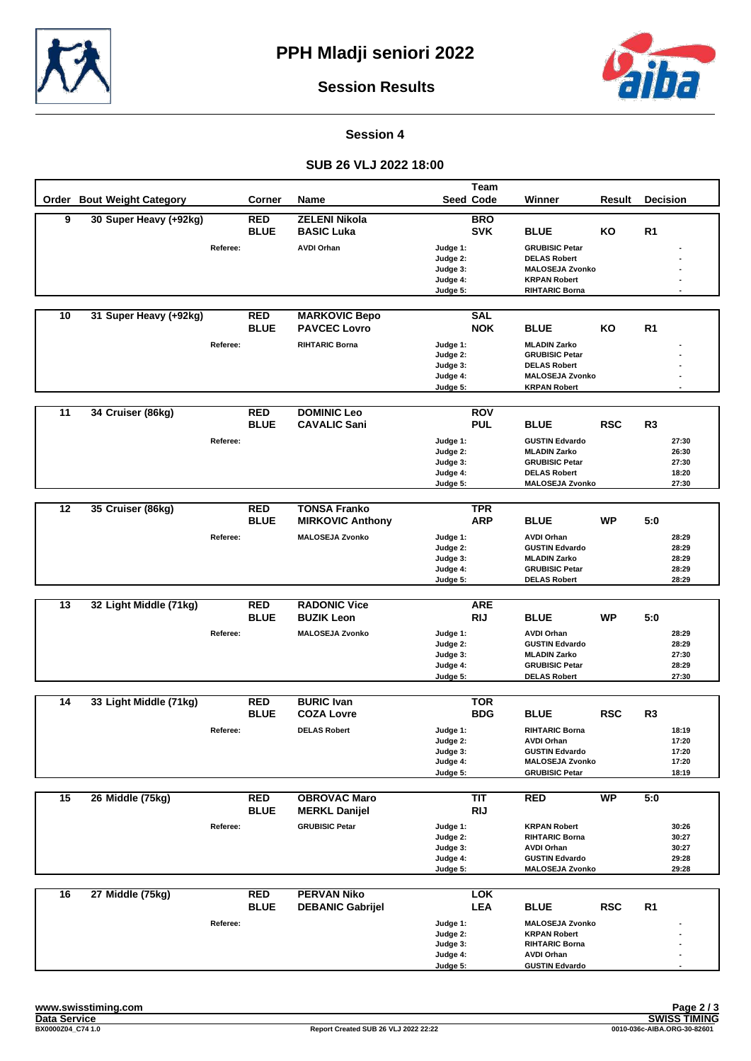# PPH Mladji seniori 2022

## Session Results

### Session 4

### SUB 26 VLJ 2022 18:00

| Order | Bout Weight Category | Corner | Name | Team Seed Code | Winner | Result | Decision |
|---|---|---|---|---|---|---|---|
| 9 | 30 Super Heavy (+92kg) | RED | ZELENI Nikola | BRO | | | |
| | | BLUE | BASIC Luka | SVK | BLUE | KO | R1 |
| | Referee: | | AVDI Orhan | Judge 1: | GRUBISIC Petar | | - |
| | | | | Judge 2: | DELAS Robert | | - |
| | | | | Judge 3: | MALOSEJA Zvonko | | - |
| | | | | Judge 4: | KRPAN Robert | | - |
| | | | | Judge 5: | RIHTARIC Borna | | - |
| 10 | 31 Super Heavy (+92kg) | RED | MARKOVIC Bepo | SAL | | | |
| | | BLUE | PAVCEC Lovro | NOK | BLUE | KO | R1 |
| | Referee: | | RIHTARIC Borna | Judge 1: | MLADIN Zarko | | - |
| | | | | Judge 2: | GRUBISIC Petar | | - |
| | | | | Judge 3: | DELAS Robert | | - |
| | | | | Judge 4: | MALOSEJA Zvonko | | - |
| | | | | Judge 5: | KRPAN Robert | | - |
| 11 | 34 Cruiser (86kg) | RED | DOMINIC Leo | ROV | | | |
| | | BLUE | CAVALIC Sani | PUL | BLUE | RSC | R3 |
| | Referee: | | | Judge 1: | GUSTIN Edvardo | | 27:30 |
| | | | | Judge 2: | MLADIN Zarko | | 26:30 |
| | | | | Judge 3: | GRUBISIC Petar | | 27:30 |
| | | | | Judge 4: | DELAS Robert | | 18:20 |
| | | | | Judge 5: | MALOSEJA Zvonko | | 27:30 |
| 12 | 35 Cruiser (86kg) | RED | TONSA Franko | TPR | | | |
| | | BLUE | MIRKOVIC Anthony | ARP | BLUE | WP | 5:0 |
| | Referee: | | MALOSEJA Zvonko | Judge 1: | AVDI Orhan | | 28:29 |
| | | | | Judge 2: | GUSTIN Edvardo | | 28:29 |
| | | | | Judge 3: | MLADIN Zarko | | 28:29 |
| | | | | Judge 4: | GRUBISIC Petar | | 28:29 |
| | | | | Judge 5: | DELAS Robert | | 28:29 |
| 13 | 32 Light Middle (71kg) | RED | RADONIC Vice | ARE | | | |
| | | BLUE | BUZIK Leon | RIJ | BLUE | WP | 5:0 |
| | Referee: | | MALOSEJA Zvonko | Judge 1: | AVDI Orhan | | 28:29 |
| | | | | Judge 2: | GUSTIN Edvardo | | 28:29 |
| | | | | Judge 3: | MLADIN Zarko | | 27:30 |
| | | | | Judge 4: | GRUBISIC Petar | | 28:29 |
| | | | | Judge 5: | DELAS Robert | | 27:30 |
| 14 | 33 Light Middle (71kg) | RED | BURIC Ivan | TOR | | | |
| | | BLUE | COZA Lovre | BDG | BLUE | RSC | R3 |
| | Referee: | | DELAS Robert | Judge 1: | RIHTARIC Borna | | 18:19 |
| | | | | Judge 2: | AVDI Orhan | | 17:20 |
| | | | | Judge 3: | GUSTIN Edvardo | | 17:20 |
| | | | | Judge 4: | MALOSEJA Zvonko | | 17:20 |
| | | | | Judge 5: | GRUBISIC Petar | | 18:19 |
| 15 | 26 Middle (75kg) | RED | OBROVAC Maro | TIT | RED | WP | 5:0 |
| | | BLUE | MERKL Danijel | RIJ | | | |
| | Referee: | | GRUBISIC Petar | Judge 1: | KRPAN Robert | | 30:26 |
| | | | | Judge 2: | RIHTARIC Borna | | 30:27 |
| | | | | Judge 3: | AVDI Orhan | | 30:27 |
| | | | | Judge 4: | GUSTIN Edvardo | | 29:28 |
| | | | | Judge 5: | MALOSEJA Zvonko | | 29:28 |
| 16 | 27 Middle (75kg) | RED | PERVAN Niko | LOK | | | |
| | | BLUE | DEBANIC Gabrijel | LEA | BLUE | RSC | R1 |
| | Referee: | | | Judge 1: | MALOSEJA Zvonko | | - |
| | | | | Judge 2: | KRPAN Robert | | - |
| | | | | Judge 3: | RIHTARIC Borna | | - |
| | | | | Judge 4: | AVDI Orhan | | - |
| | | | | Judge 5: | GUSTIN Edvardo | | - |

www.swisstiming.com
Data Service
BX0000Z04_C74 1.0

Report Created SUB 26 VLJ 2022 22:22

SWISS TIMING
0010-036c-AIBA.ORG-30-82601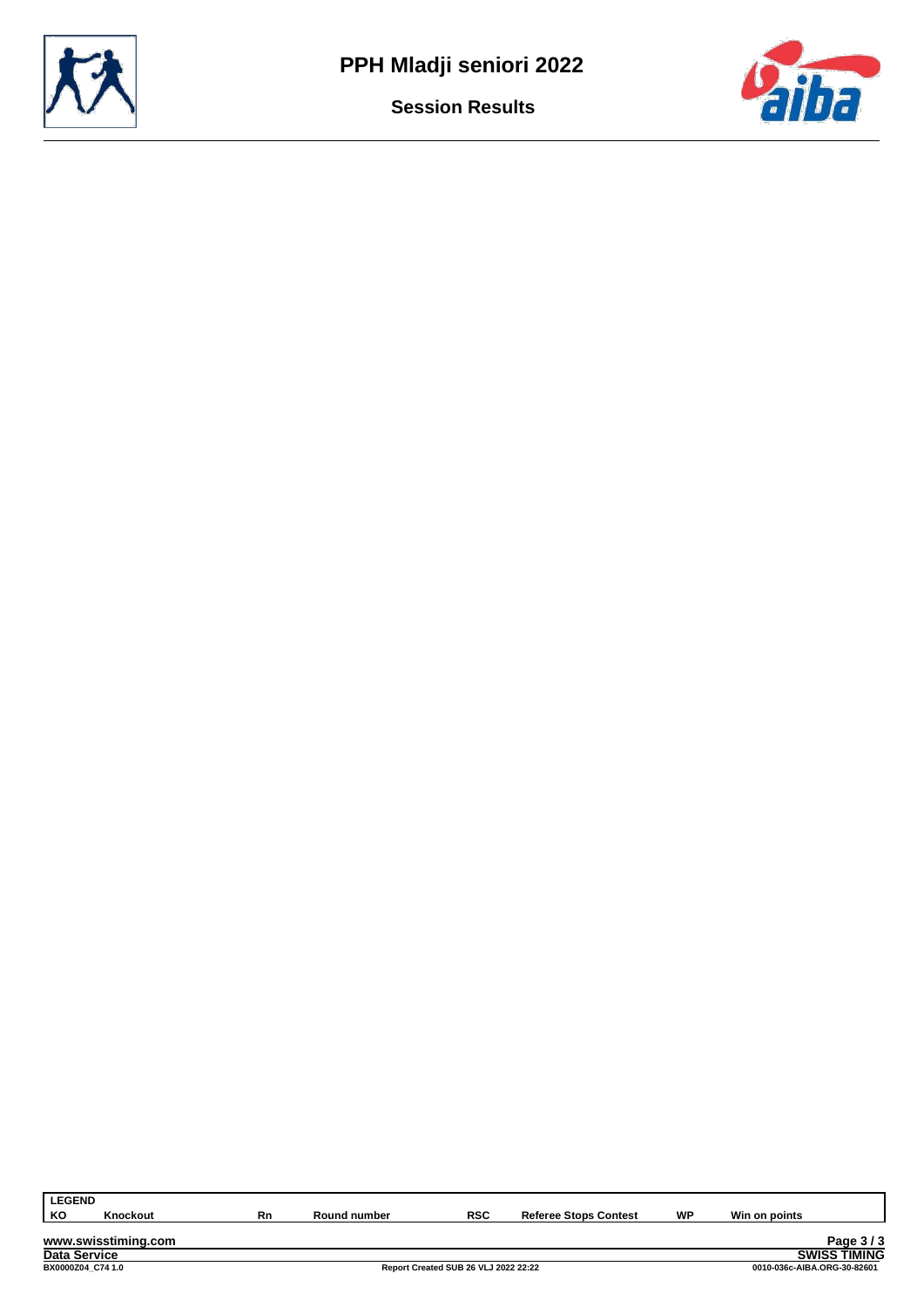# PPH Mladji seniori 2022

## Session Results

| LEGEND | | | | | | | |
|---|---|---|---|---|---|---|---|
| KO | Knockout | Rn | Round number | RSC | Referee Stops Contest | WP | Win on points |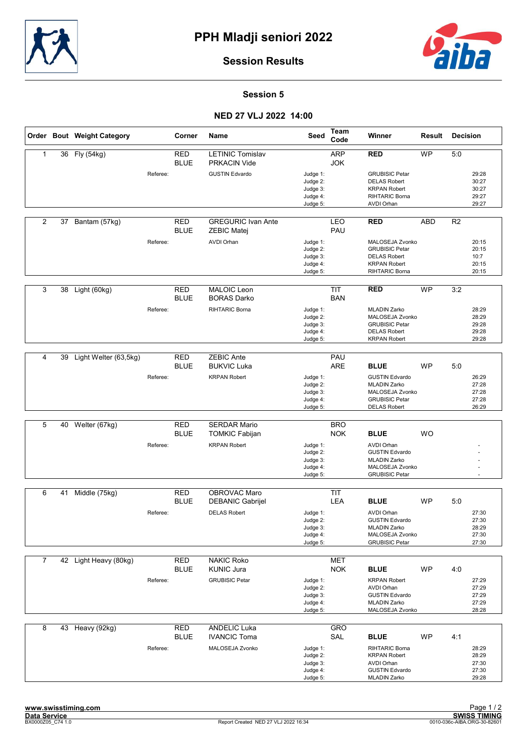# PPH Mladji seniori 2022

## Session Results

### Session 5

### NED 27 VLJ 2022 14:00

| Order | Bout | Weight Category | Corner | Name | Seed | Team Code | Winner | Result | Decision |
|---|---|---|---|---|---|---|---|---|---|
| 1 | 36 | Fly (54kg) | RED | LETINIC Tomislav | | ARP | **RED** | WP | 5:0 |
| | | | BLUE | PRKACIN Vide | | JOK | | | |
| | | Referee: | | GUSTIN Edvardo | Judge 1: | | GRUBISIC Petar | | 29:28 |
| | | | | | Judge 2: | | DELAS Robert | | 30:27 |
| | | | | | Judge 3: | | KRPAN Robert | | 30:27 |
| | | | | | Judge 4: | | RIHTARIC Borna | | 29:27 |
| | | | | | Judge 5: | | AVDI Orhan | | 29:27 |
| 2 | 37 | Bantam (57kg) | RED | GREGURIC Ivan Ante | | LEO | **RED** | ABD | R2 |
| | | | BLUE | ZEBIC Matej | | PAU | | | |
| | | Referee: | | AVDI Orhan | Judge 1: | | MALOSEJA Zvonko | | 20:15 |
| | | | | | Judge 2: | | GRUBISIC Petar | | 20:15 |
| | | | | | Judge 3: | | DELAS Robert | | 10:7 |
| | | | | | Judge 4: | | KRPAN Robert | | 20:15 |
| | | | | | Judge 5: | | RIHTARIC Borna | | 20:15 |
| 3 | 38 | Light (60kg) | RED | MALOIC Leon | | TIT | **RED** | WP | 3:2 |
| | | | BLUE | BORAS Darko | | BAN | | | |
| | | Referee: | | RIHTARIC Borna | Judge 1: | | MLADIN Zarko | | 28:29 |
| | | | | | Judge 2: | | MALOSEJA Zvonko | | 28:29 |
| | | | | | Judge 3: | | GRUBISIC Petar | | 29:28 |
| | | | | | Judge 4: | | DELAS Robert | | 29:28 |
| | | | | | Judge 5: | | KRPAN Robert | | 29:28 |
| 4 | 39 | Light Welter (63,5kg) | RED | ZEBIC Ante | | PAU | | | |
| | | | BLUE | BUKVIC Luka | | ARE | **BLUE** | WP | 5:0 |
| | | Referee: | | KRPAN Robert | Judge 1: | | GUSTIN Edvardo | | 26:29 |
| | | | | | Judge 2: | | MLADIN Zarko | | 27:28 |
| | | | | | Judge 3: | | MALOSEJA Zvonko | | 27:28 |
| | | | | | Judge 4: | | GRUBISIC Petar | | 27:28 |
| | | | | | Judge 5: | | DELAS Robert | | 26:29 |
| 5 | 40 | Welter (67kg) | RED | SERDAR Mario | | BRO | | | |
| | | | BLUE | TOMKIC Fabijan | | NOK | **BLUE** | WO | |
| | | Referee: | | KRPAN Robert | Judge 1: | | AVDI Orhan | | - |
| | | | | | Judge 2: | | GUSTIN Edvardo | | - |
| | | | | | Judge 3: | | MLADIN Zarko | | - |
| | | | | | Judge 4: | | MALOSEJA Zvonko | | - |
| | | | | | Judge 5: | | GRUBISIC Petar | | - |
| 6 | 41 | Middle (75kg) | RED | OBROVAC Maro | | TIT | | | |
| | | | BLUE | DEBANIC Gabrijel | | LEA | **BLUE** | WP | 5:0 |
| | | Referee: | | DELAS Robert | Judge 1: | | AVDI Orhan | | 27:30 |
| | | | | | Judge 2: | | GUSTIN Edvardo | | 27:30 |
| | | | | | Judge 3: | | MLADIN Zarko | | 28:29 |
| | | | | | Judge 4: | | MALOSEJA Zvonko | | 27:30 |
| | | | | | Judge 5: | | GRUBISIC Petar | | 27:30 |
| 7 | 42 | Light Heavy (80kg) | RED | NAKIC Roko | | MET | | | |
| | | | BLUE | KUNIC Jura | | NOK | **BLUE** | WP | 4:0 |
| | | Referee: | | GRUBISIC Petar | Judge 1: | | KRPAN Robert | | 27:29 |
| | | | | | Judge 2: | | AVDI Orhan | | 27:29 |
| | | | | | Judge 3: | | GUSTIN Edvardo | | 27:29 |
| | | | | | Judge 4: | | MLADIN Zarko | | 27:29 |
| | | | | | Judge 5: | | MALOSEJA Zvonko | | 28:28 |
| 8 | 43 | Heavy (92kg) | RED | ANDELIC Luka | | GRO | | | |
| | | | BLUE | IVANCIC Toma | | SAL | **BLUE** | WP | 4:1 |
| | | Referee: | | MALOSEJA Zvonko | Judge 1: | | RIHTARIC Borna | | 28:29 |
| | | | | | Judge 2: | | KRPAN Robert | | 28:29 |
| | | | | | Judge 3: | | AVDI Orhan | | 27:30 |
| | | | | | Judge 4: | | GUSTIN Edvardo | | 27:30 |
| | | | | | Judge 5: | | MLADIN Zarko | | 29:28 |

www.swisstiming.com
Data Service
BX0000Z05_C74 1.0

Report Created NED 27 VLJ 2022 16:34

SWISS TIMING
0010-036c-AIBA.ORG-30-82601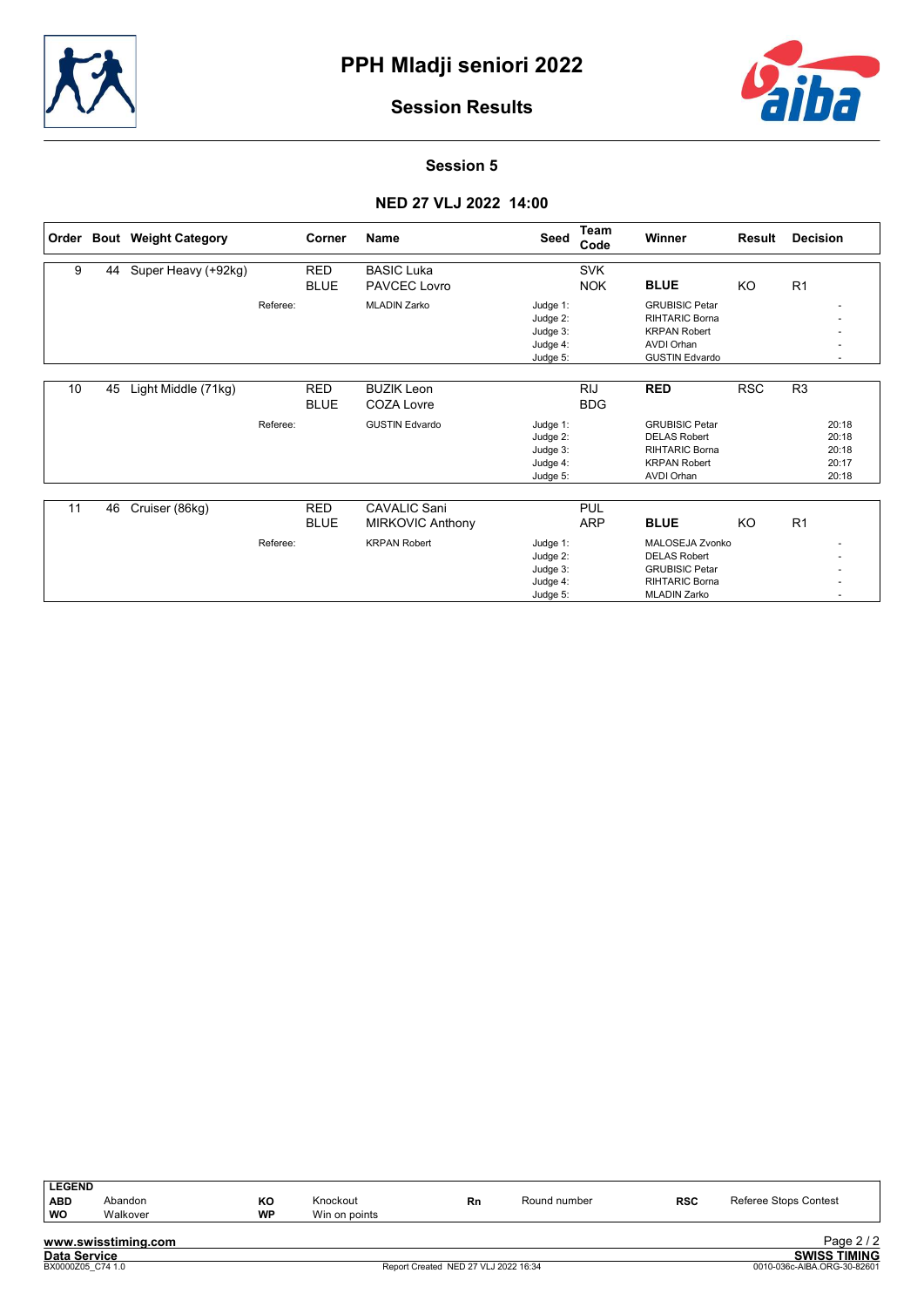# PPH Mladji seniori 2022

## Session Results

### Session 5

### NED 27 VLJ 2022 14:00

| Order | Bout | Weight Category | Corner | Name | Seed | Team Code | Winner | Result | Decision |
|---|---|---|---|---|---|---|---|---|---|
| 9 | 44 | Super Heavy (+92kg) | RED | BASIC Luka | | SVK | | | |
| | | | BLUE | PAVCEC Lovro | | NOK | **BLUE** | KO | R1 |
| | | Referee: | | MLADIN Zarko | Judge 1: | | GRUBISIC Petar | | - |
| | | | | | Judge 2: | | RIHTARIC Borna | | - |
| | | | | | Judge 3: | | KRPAN Robert | | - |
| | | | | | Judge 4: | | AVDI Orhan | | - |
| | | | | | Judge 5: | | GUSTIN Edvardo | | - |
| 10 | 45 | Light Middle (71kg) | RED | BUZIK Leon | | RIJ | **RED** | RSC | R3 |
| | | | BLUE | COZA Lovre | | BDG | | | |
| | | Referee: | | GUSTIN Edvardo | Judge 1: | | GRUBISIC Petar | | 20:18 |
| | | | | | Judge 2: | | DELAS Robert | | 20:18 |
| | | | | | Judge 3: | | RIHTARIC Borna | | 20:18 |
| | | | | | Judge 4: | | KRPAN Robert | | 20:17 |
| | | | | | Judge 5: | | AVDI Orhan | | 20:18 |
| 11 | 46 | Cruiser (86kg) | RED | CAVALIC Sani | | PUL | | | |
| | | | BLUE | MIRKOVIC Anthony | | ARP | **BLUE** | KO | R1 |
| | | Referee: | | KRPAN Robert | Judge 1: | | MALOSEJA Zvonko | | - |
| | | | | | Judge 2: | | DELAS Robert | | - |
| | | | | | Judge 3: | | GRUBISIC Petar | | - |
| | | | | | Judge 4: | | RIHTARIC Borna | | - |
| | | | | | Judge 5: | | MLADIN Zarko | | - |

**LEGEND**

| | | | | | | | |
|---|---|---|---|---|---|---|---|
| **ABD** | Abandon | **KO** | Knockout | **Rn** | Round number | **RSC** | Referee Stops Contest |
| **WO** | Walkover | **WP** | Win on points | | | | |

www.swisstiming.com

Data Service

BX0000Z05_C74 1.0

Report Created NED 27 VLJ 2022 16:34

SWISS TIMING

0010-036c-AIBA.ORG-30-82601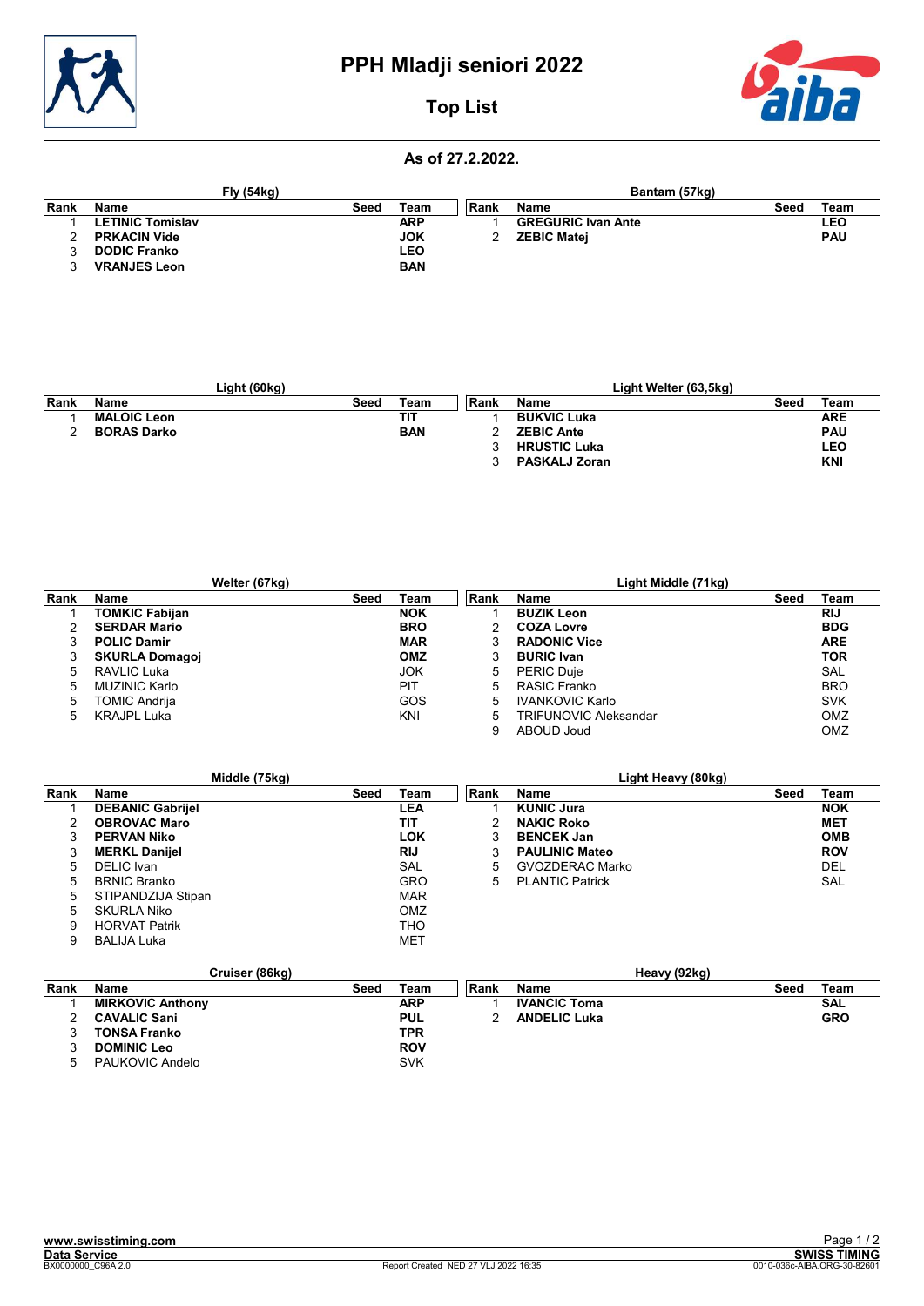# PPH Mladji seniori 2022

## Top List

### As of 27.2.2022.

**Fly (54kg)**

| Rank | Name | Seed | Team |
|---|---|---|---|
| 1 | **LETINIC Tomislav** | | **ARP** |
| 2 | **PRKACIN Vide** | | **JOK** |
| 3 | **DODIC Franko** | | **LEO** |
| 3 | **VRANJES Leon** | | **BAN** |

**Bantam (57kg)**

| Rank | Name | Seed | Team |
|---|---|---|---|
| 1 | **GREGURIC Ivan Ante** | | **LEO** |
| 2 | **ZEBIC Matej** | | **PAU** |

**Light (60kg)**

| Rank | Name | Seed | Team |
|---|---|---|---|
| 1 | **MALOIC Leon** | | **TIT** |
| 2 | **BORAS Darko** | | **BAN** |

**Light Welter (63,5kg)**

| Rank | Name | Seed | Team |
|---|---|---|---|
| 1 | **BUKVIC Luka** | | **ARE** |
| 2 | **ZEBIC Ante** | | **PAU** |
| 3 | **HRUSTIC Luka** | | **LEO** |
| 3 | **PASKALJ Zoran** | | **KNI** |

**Welter (67kg)**

| Rank | Name | Seed | Team |
|---|---|---|---|
| 1 | **TOMKIC Fabijan** | | **NOK** |
| 2 | **SERDAR Mario** | | **BRO** |
| 3 | **POLIC Damir** | | **MAR** |
| 3 | **SKURLA Domagoj** | | **OMZ** |
| 5 | RAVLIC Luka | | JOK |
| 5 | MUZINIC Karlo | | PIT |
| 5 | TOMIC Andrija | | GOS |
| 5 | KRAJPL Luka | | KNI |

**Light Middle (71kg)**

| Rank | Name | Seed | Team |
|---|---|---|---|
| 1 | **BUZIK Leon** | | **RIJ** |
| 2 | **COZA Lovre** | | **BDG** |
| 3 | **RADONIC Vice** | | **ARE** |
| 3 | **BURIC Ivan** | | **TOR** |
| 5 | PERIC Duje | | SAL |
| 5 | RASIC Franko | | BRO |
| 5 | IVANKOVIC Karlo | | SVK |
| 5 | TRIFUNOVIC Aleksandar | | OMZ |
| 9 | ABOUD Joud | | OMZ |

**Middle (75kg)**

| Rank | Name | Seed | Team |
|---|---|---|---|
| 1 | **DEBANIC Gabrijel** | | **LEA** |
| 2 | **OBROVAC Maro** | | **TIT** |
| 3 | **PERVAN Niko** | | **LOK** |
| 3 | **MERKL Danijel** | | **RIJ** |
| 5 | DELIC Ivan | | SAL |
| 5 | BRNIC Branko | | GRO |
| 5 | STIPANDZIJA Stipan | | MAR |
| 5 | SKURLA Niko | | OMZ |
| 9 | HORVAT Patrik | | THO |
| 9 | BALIJA Luka | | MET |

**Light Heavy (80kg)**

| Rank | Name | Seed | Team |
|---|---|---|---|
| 1 | **KUNIC Jura** | | **NOK** |
| 2 | **NAKIC Roko** | | **MET** |
| 3 | **BENCEK Jan** | | **OMB** |
| 3 | **PAULINIC Mateo** | | **ROV** |
| 5 | GVOZDERAC Marko | | DEL |
| 5 | PLANTIC Patrick | | SAL |

**Cruiser (86kg)**

| Rank | Name | Seed | Team |
|---|---|---|---|
| 1 | **MIRKOVIC Anthony** | | **ARP** |
| 2 | **CAVALIC Sani** | | **PUL** |
| 3 | **TONSA Franko** | | **TPR** |
| 3 | **DOMINIC Leo** | | **ROV** |
| 5 | PAUKOVIC Andelo | | SVK |

**Heavy (92kg)**

| Rank | Name | Seed | Team |
|---|---|---|---|
| 1 | **IVANCIC Toma** | | **SAL** |
| 2 | **ANDELIC Luka** | | **GRO** |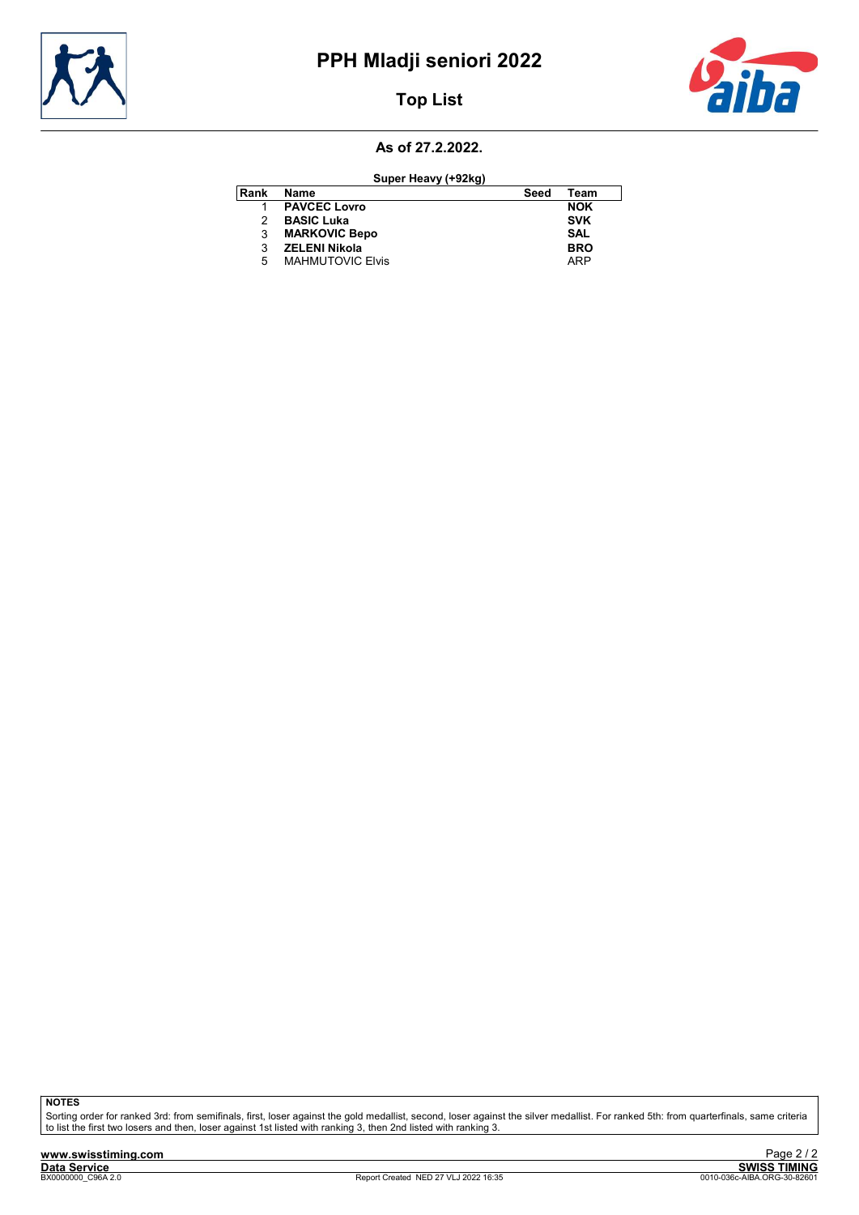# PPH Mladji seniori 2022

## Top List

### As of 27.2.2022.

**Super Heavy (+92kg)**

| Rank | Name | Seed | Team |
|---|---|---|---|
| 1 | **PAVCEC Lovro** | | **NOK** |
| 2 | **BASIC Luka** | | **SVK** |
| 3 | **MARKOVIC Bepo** | | **SAL** |
| 3 | **ZELENI Nikola** | | **BRO** |
| 5 | MAHMUTOVIC Elvis | | ARP |

**NOTES**

Sorting order for ranked 3rd: from semifinals, first, loser against the gold medallist, second, loser against the silver medallist. For ranked 5th: from quarterfinals, same criteria to list the first two losers and then, loser against 1st listed with ranking 3, then 2nd listed with ranking 3.

www.swisstiming.com
Data Service
BX0000000_C96A 2.0
Report Created NED 27 VLJ 2022 16:35
SWISS TIMING
0010-036c-AIBA.ORG-30-82601